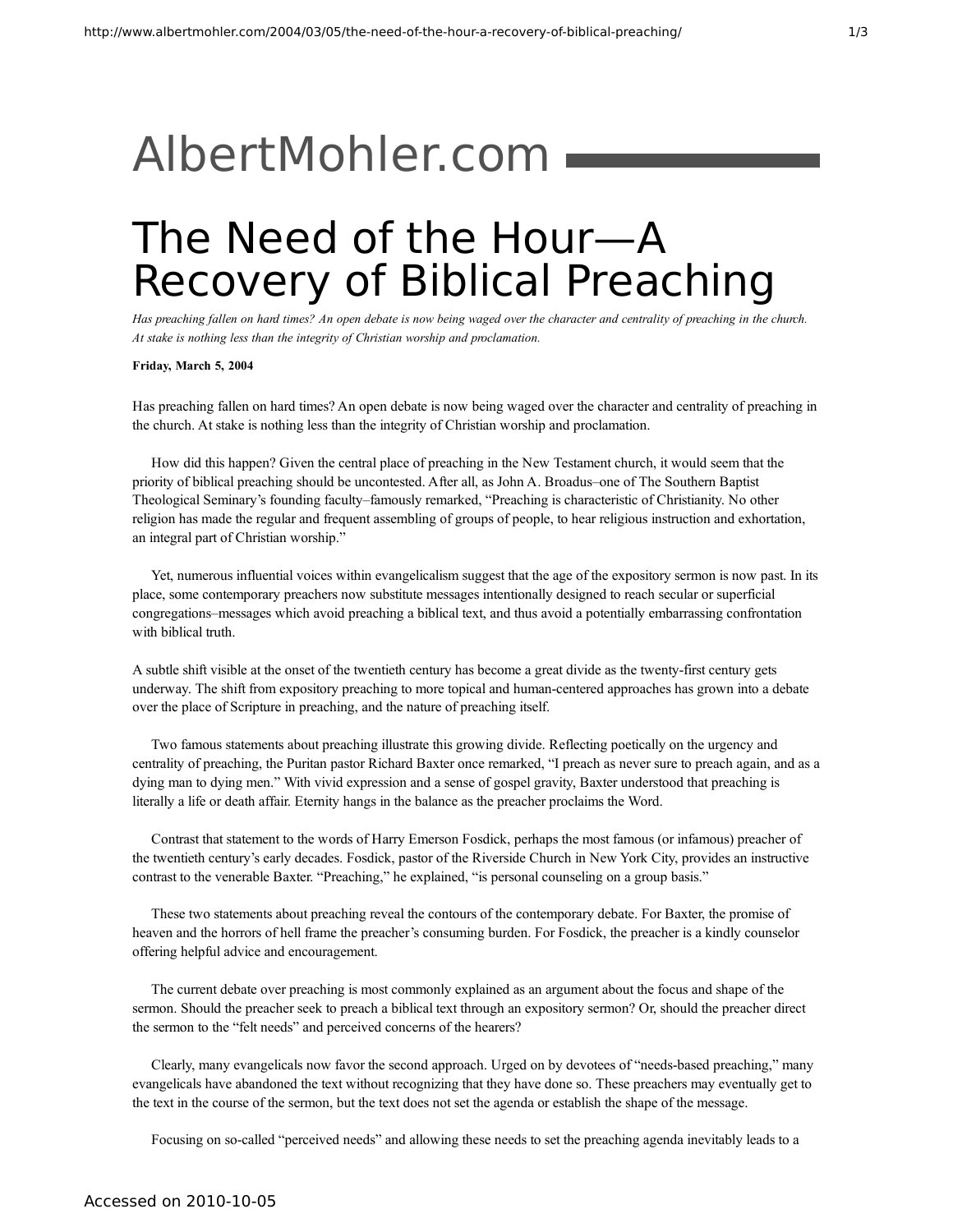AlbertMohler.com

# The Need of the Hour—A Recovery of Biblical Preaching

*Has preaching fallen on hard times? An open debate is now being waged over the character and centrality of preaching in the church. At stake is nothing less than the integrity of Christian worship and proclamation.*

**Friday, March 5, 2004**

Has preaching fallen on hard times? An open debate is now being waged over the character and centrality of preaching in the church. At stake is nothing less than the integrity of Christian worship and proclamation.

How did this happen? Given the central place of preaching in the New Testament church, it would seem that the priority of biblical preaching should be uncontested. After all, as John A. Broadus–one of The Southern Baptist Theological Seminary's founding faculty–famously remarked, "Preaching is characteristic of Christianity. No other religion has made the regular and frequent assembling of groups of people, to hear religious instruction and exhortation, an integral part of Christian worship."

Yet, numerous influential voices within evangelicalism suggest that the age of the expository sermon is now past. In its place, some contemporary preachers now substitute messages intentionally designed to reach secular or superficial congregations–messages which avoid preaching a biblical text, and thus avoid a potentially embarrassing confrontation with biblical truth.

A subtle shift visible at the onset of the twentieth century has become a great divide as the twenty-first century gets underway. The shift from expository preaching to more topical and human-centered approaches has grown into a debate over the place of Scripture in preaching, and the nature of preaching itself.

Two famous statements about preaching illustrate this growing divide. Reflecting poetically on the urgency and centrality of preaching, the Puritan pastor Richard Baxter once remarked, "I preach as never sure to preach again, and as a dying man to dying men." With vivid expression and a sense of gospel gravity, Baxter understood that preaching is literally a life or death affair. Eternity hangs in the balance as the preacher proclaims the Word.

Contrast that statement to the words of Harry Emerson Fosdick, perhaps the most famous (or infamous) preacher of the twentieth century's early decades. Fosdick, pastor of the Riverside Church in New York City, provides an instructive contrast to the venerable Baxter. "Preaching," he explained, "is personal counseling on a group basis."

These two statements about preaching reveal the contours of the contemporary debate. For Baxter, the promise of heaven and the horrors of hell frame the preacher's consuming burden. For Fosdick, the preacher is a kindly counselor offering helpful advice and encouragement.

The current debate over preaching is most commonly explained as an argument about the focus and shape of the sermon. Should the preacher seek to preach a biblical text through an expository sermon? Or, should the preacher direct the sermon to the "felt needs" and perceived concerns of the hearers?

Clearly, many evangelicals now favor the second approach. Urged on by devotees of "needs-based preaching," many evangelicals have abandoned the text without recognizing that they have done so. These preachers may eventually get to the text in the course of the sermon, but the text does not set the agenda or establish the shape of the message.

Focusing on so-called "perceived needs" and allowing these needs to set the preaching agenda inevitably leads to a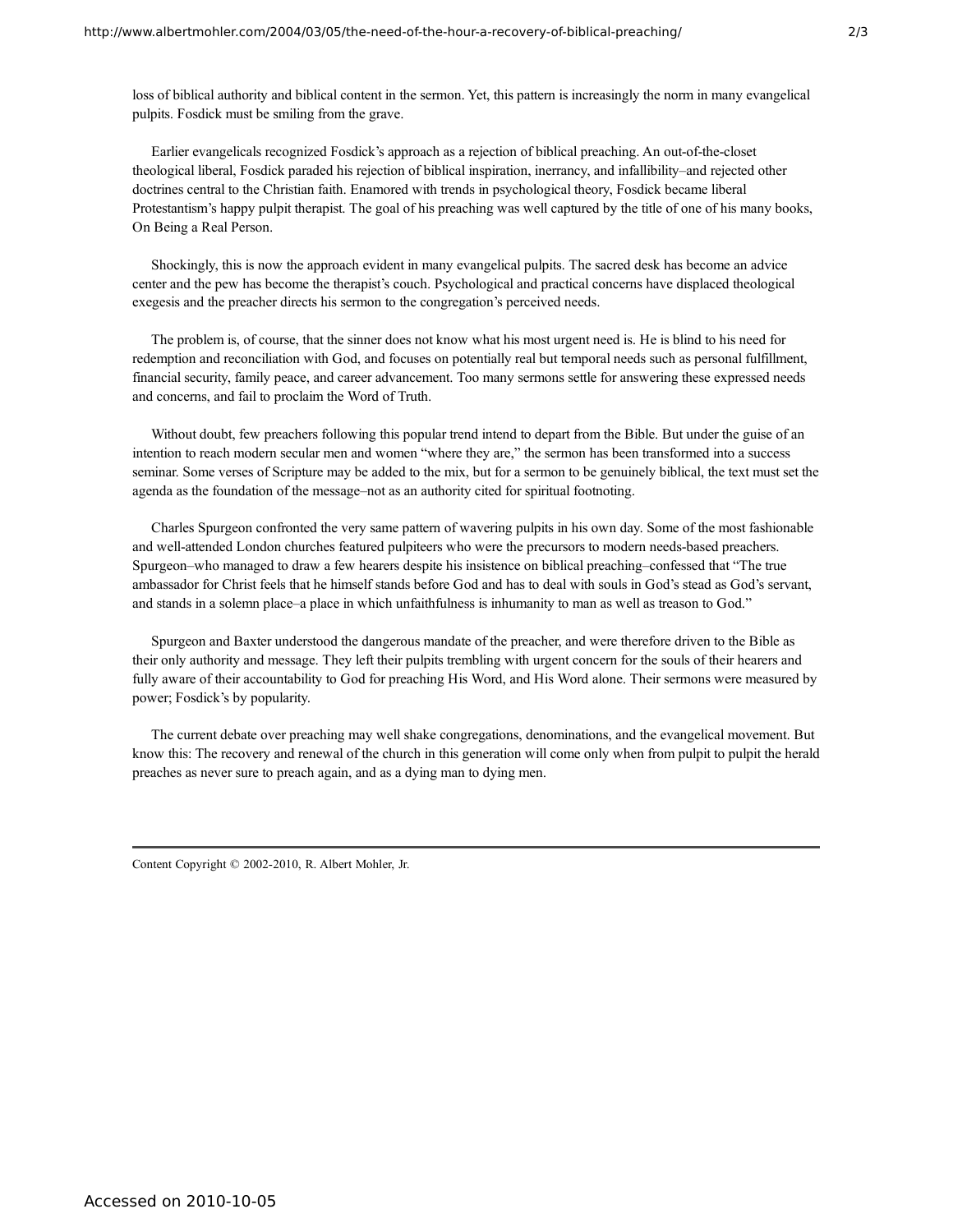loss of biblical authority and biblical content in the sermon. Yet, this pattern is increasingly the norm in many evangelical pulpits. Fosdick must be smiling from the grave.

Earlier evangelicals recognized Fosdick's approach as a rejection of biblical preaching. An out-of-the-closet theological liberal, Fosdick paraded his rejection of biblical inspiration, inerrancy, and infallibility–and rejected other doctrines central to the Christian faith. Enamored with trends in psychological theory, Fosdick became liberal Protestantism's happy pulpit therapist. The goal of his preaching was well captured by the title of one of his many books, On Being a Real Person.

Shockingly, this is now the approach evident in many evangelical pulpits. The sacred desk has become an advice center and the pew has become the therapist's couch. Psychological and practical concerns have displaced theological exegesis and the preacher directs his sermon to the congregation's perceived needs.

The problem is, of course, that the sinner does not know what his most urgent need is. He is blind to his need for redemption and reconciliation with God, and focuses on potentially real but temporal needs such as personal fulfillment, financial security, family peace, and career advancement. Too many sermons settle for answering these expressed needs and concerns, and fail to proclaim the Word of Truth.

Without doubt, few preachers following this popular trend intend to depart from the Bible. But under the guise of an intention to reach modern secular men and women "where they are," the sermon has been transformed into a success seminar. Some verses of Scripture may be added to the mix, but for a sermon to be genuinely biblical, the text must set the agenda as the foundation of the message–not as an authority cited for spiritual footnoting.

Charles Spurgeon confronted the very same pattern of wavering pulpits in his own day. Some of the most fashionable and well-attended London churches featured pulpiteers who were the precursors to modern needs-based preachers. Spurgeon–who managed to draw a few hearers despite his insistence on biblical preaching–confessed that "The true ambassador for Christ feels that he himself stands before God and has to deal with souls in God's stead as God's servant, and stands in a solemn place–a place in which unfaithfulness is inhumanity to man as well as treason to God."

Spurgeon and Baxter understood the dangerous mandate of the preacher, and were therefore driven to the Bible as their only authority and message. They left their pulpits trembling with urgent concern for the souls of their hearers and fully aware of their accountability to God for preaching His Word, and His Word alone. Their sermons were measured by power; Fosdick's by popularity.

The current debate over preaching may well shake congregations, denominations, and the evangelical movement. But know this: The recovery and renewal of the church in this generation will come only when from pulpit to pulpit the herald preaches as never sure to preach again, and as a dying man to dying men.

---

Content Copyright © 2002-2010, R. Albert Mohler, Jr.